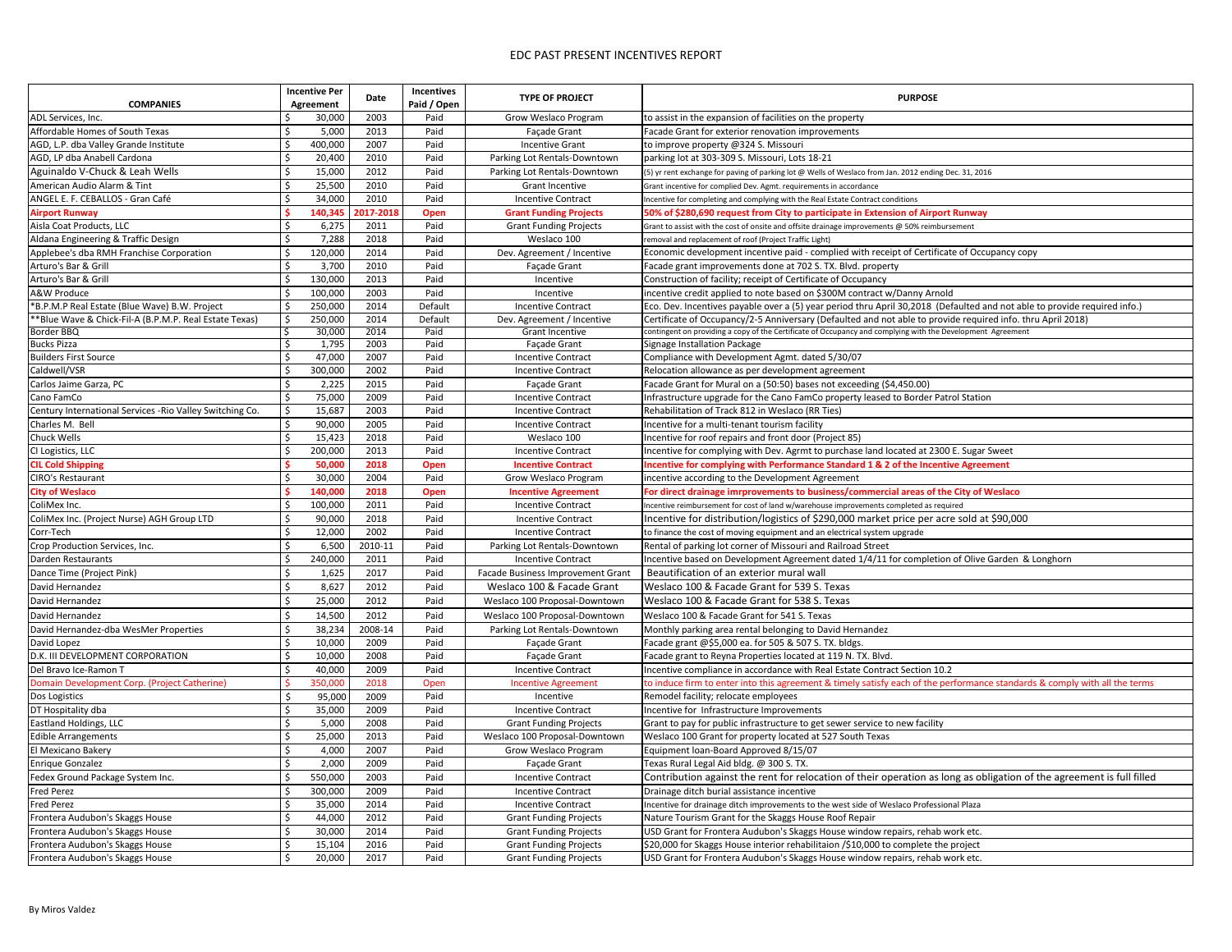# EDC PAST PRESENT INCENTIVES REPORT

| COMPANIES | Incentive Per Agreement | Date | Incentives Paid / Open | TYPE OF PROJECT | PURPOSE |
|---|---|---|---|---|---|
| ADL Services, Inc. | $ 30,000 | 2003 | Paid | Grow Weslaco Program | to assist in the expansion of facilities on the property |
| Affordable Homes of South Texas | $ 5,000 | 2013 | Paid | Façade Grant | Facade Grant for exterior renovation improvements |
| AGD, L.P. dba Valley Grande Institute | $ 400,000 | 2007 | Paid | Incentive Grant | to improve property @324 S. Missouri |
| AGD, LP dba Anabell Cardona | $ 20,400 | 2010 | Paid | Parking Lot Rentals-Downtown | parking lot at 303-309 S. Missouri, Lots 18-21 |
| Aguinaldo V-Chuck & Leah Wells | $ 15,000 | 2012 | Paid | Parking Lot Rentals-Downtown | (5) yr rent exchange for paving of parking lot @ Wells of Weslaco from Jan. 2012 ending Dec. 31, 2016 |
| American Audio Alarm & Tint | $ 25,500 | 2010 | Paid | Grant Incentive | Grant incentive for complied Dev. Agmt. requirements in accordance |
| ANGEL E. F. CEBALLOS - Gran Café | $ 34,000 | 2010 | Paid | Incentive Contract | Incentive for completing and complying with the Real Estate Contract conditions |
| **Airport Runway** | **$ 140,345** | **2017-2018** | **Open** | **Grant Funding Projects** | **50% of $280,690 request from City to participate in Extension of Airport Runway** |
| Aisla Coat Products, LLC | $ 6,275 | 2011 | Paid | Grant Funding Projects | Grant to assist with the cost of onsite and offsite drainage improvements @ 50% reimbursement |
| Aldana Engineering & Traffic Design | $ 7,288 | 2018 | Paid | Weslaco 100 | removal and replacement of roof (Project Traffic Light) |
| Applebee's dba RMH Franchise Corporation | $ 120,000 | 2014 | Paid | Dev. Agreement / Incentive | Economic development incentive paid - complied with receipt of Certificate of Occupancy copy |
| Arturo's Bar & Grill | $ 3,700 | 2010 | Paid | Façade Grant | Facade grant improvements done at 702 S. TX. Blvd. property |
| Arturo's Bar & Grill | $ 130,000 | 2013 | Paid | Incentive | Construction of facility; receipt of Certificate of Occupancy |
| A&W Produce | $ 100,000 | 2003 | Paid | Incentive | incentive credit applied to note based on $300M contract w/Danny Arnold |
| *B.P.M.P Real Estate (Blue Wave) B.W. Project | $ 250,000 | 2014 | Default | Incentive Contract | Eco. Dev. Incentives payable over a (5) year period thru April 30,2018 (Defaulted and not able to provide required info.) |
| **Blue Wave & Chick-Fil-A (B.P.M.P. Real Estate Texas) | $ 250,000 | 2014 | Default | Dev. Agreement / Incentive | Certificate of Occupancy/2-5 Anniversary (Defaulted and not able to provide required info. thru April 2018) |
| Border BBQ | $ 30,000 | 2014 | Paid | Grant Incentive | contingent on providing a copy of the Certificate of Occupancy and complying with the Development Agreement |
| Bucks Pizza | $ 1,795 | 2003 | Paid | Façade Grant | Signage Installation Package |
| Builders First Source | $ 47,000 | 2007 | Paid | Incentive Contract | Compliance with Development Agmt. dated 5/30/07 |
| Caldwell/VSR | $ 300,000 | 2002 | Paid | Incentive Contract | Relocation allowance as per development agreement |
| Carlos Jaime Garza, PC | $ 2,225 | 2015 | Paid | Façade Grant | Facade Grant for Mural on a (50:50) bases not exceeding ($4,450.00) |
| Cano FamCo | $ 75,000 | 2009 | Paid | Incentive Contract | Infrastructure upgrade for the Cano FamCo property leased to Border Patrol Station |
| Century International Services -Rio Valley Switching Co. | $ 15,687 | 2003 | Paid | Incentive Contract | Rehabilitation of Track 812 in Weslaco (RR Ties) |
| Charles M. Bell | $ 90,000 | 2005 | Paid | Incentive Contract | Incentive for a multi-tenant tourism facility |
| Chuck Wells | $ 15,423 | 2018 | Paid | Weslaco 100 | Incentive for roof repairs and front door (Project 85) |
| CI Logistics, LLC | $ 200,000 | 2013 | Paid | Incentive Contract | Incentive for complying with Dev. Agrmt to purchase land located at 2300 E. Sugar Sweet |
| **CIL Cold Shipping** | **$ 50,000** | **2018** | **Open** | **Incentive Contract** | **Incentive for complying with Performance Standard 1 & 2 of the Incentive Agreement** |
| CIRO's Restaurant | $ 30,000 | 2004 | Paid | Grow Weslaco Program | incentive according to the Development Agreement |
| **City of Weslaco** | **$ 140,000** | **2018** | **Open** | **Incentive Agreement** | **For direct drainage imrprovements to business/commercial areas of the City of Weslaco** |
| ColiMex Inc. | $ 100,000 | 2011 | Paid | Incentive Contract | Incentive reimbursement for cost of land w/warehouse improvements completed as required |
| ColiMex Inc. (Project Nurse) AGH Group LTD | $ 90,000 | 2018 | Paid | Incentive Contract | Incentive for distribution/logistics of $290,000 market price per acre sold at $90,000 |
| Corr-Tech | $ 12,000 | 2002 | Paid | Incentive Contract | to finance the cost of moving equipment and an electrical system upgrade |
| Crop Production Services, Inc. | $ 6,500 | 2010-11 | Paid | Parking Lot Rentals-Downtown | Rental of parking lot corner of Missouri and Railroad Street |
| Darden Restaurants | $ 240,000 | 2011 | Paid | Incentive Contract | Incentive based on Development Agreement dated 1/4/11 for completion of Olive Garden & Longhorn |
| Dance Time (Project Pink) | $ 1,625 | 2017 | Paid | Facade Business Improvement Grant | Beautification of an exterior mural wall |
| David Hernandez | $ 8,627 | 2012 | Paid | Weslaco 100 & Facade Grant | Weslaco 100 & Facade Grant for 539 S. Texas |
| David Hernandez | $ 25,000 | 2012 | Paid | Weslaco 100 Proposal-Downtown | Weslaco 100 & Facade Grant for 538 S. Texas |
| David Hernandez | $ 14,500 | 2012 | Paid | Weslaco 100 Proposal-Downtown | Weslaco 100 & Facade Grant for 541 S. Texas |
| David Hernandez-dba WesMer Properties | $ 38,234 | 2008-14 | Paid | Parking Lot Rentals-Downtown | Monthly parking area rental belonging to David Hernandez |
| David Lopez | $ 10,000 | 2009 | Paid | Façade Grant | Facade grant @$5,000 ea. for 505 & 507 S. TX. bldgs. |
| D.K. III DEVELOPMENT CORPORATION | $ 10,000 | 2008 | Paid | Façade Grant | Facade grant to Reyna Properties located at 119 N. TX. Blvd. |
| Del Bravo Ice-Ramon T | $ 40,000 | 2009 | Paid | Incentive Contract | Incentive compliance in accordance with Real Estate Contract Section 10.2 |
| Domain Development Corp. (Project Catherine) | $ 350,000 | 2018 | Open | Incentive Agreement | to induce firm to enter into this agreement & timely satisfy each of the performance standards & comply with all the terms |
| Dos Logistics | $ 95,000 | 2009 | Paid | Incentive | Remodel facility; relocate employees |
| DT Hospitality dba | $ 35,000 | 2009 | Paid | Incentive Contract | Incentive for Infrastructure Improvements |
| Eastland Holdings, LLC | $ 5,000 | 2008 | Paid | Grant Funding Projects | Grant to pay for public infrastructure to get sewer service to new facility |
| Edible Arrangements | $ 25,000 | 2013 | Paid | Weslaco 100 Proposal-Downtown | Weslaco 100 Grant for property located at 527 South Texas |
| El Mexicano Bakery | $ 4,000 | 2007 | Paid | Grow Weslaco Program | Equipment loan-Board Approved 8/15/07 |
| Enrique Gonzalez | $ 2,000 | 2009 | Paid | Façade Grant | Texas Rural Legal Aid bldg. @ 300 S. TX. |
| Fedex Ground Package System Inc. | $ 550,000 | 2003 | Paid | Incentive Contract | Contribution against the rent for relocation of their operation as long as obligation of the agreement is full filled |
| Fred Perez | $ 300,000 | 2009 | Paid | Incentive Contract | Drainage ditch burial assistance incentive |
| Fred Perez | $ 35,000 | 2014 | Paid | Incentive Contract | Incentive for drainage ditch improvements to the west side of Weslaco Professional Plaza |
| Frontera Audubon's Skaggs House | $ 44,000 | 2012 | Paid | Grant Funding Projects | Nature Tourism Grant for the Skaggs House Roof Repair |
| Frontera Audubon's Skaggs House | $ 30,000 | 2014 | Paid | Grant Funding Projects | USD Grant for Frontera Audubon's Skaggs House window repairs, rehab work etc. |
| Frontera Audubon's Skaggs House | $ 15,104 | 2016 | Paid | Grant Funding Projects | $20,000 for Skaggs House interior rehabilitaion /$10,000 to complete the project |
| Frontera Audubon's Skaggs House | $ 20,000 | 2017 | Paid | Grant Funding Projects | USD Grant for Frontera Audubon's Skaggs House window repairs, rehab work etc. |

By Miros Valdez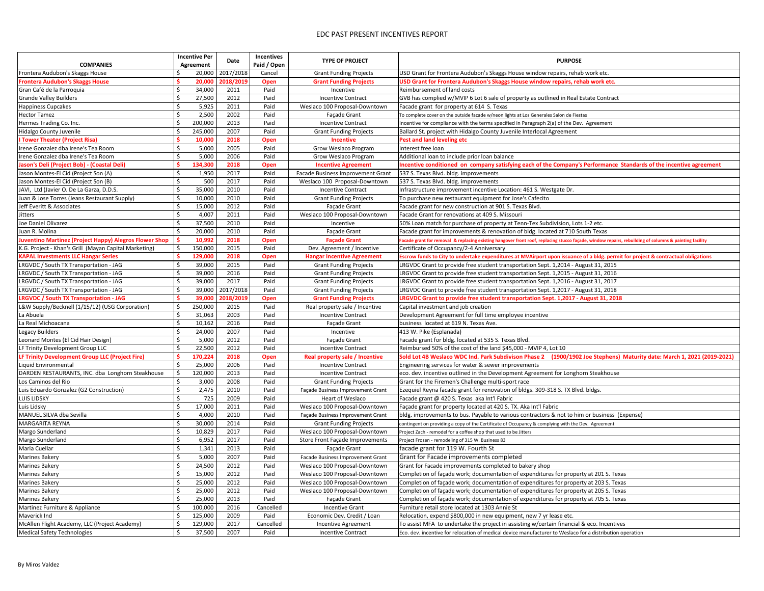# EDC PAST PRESENT INCENTIVES REPORT

| COMPANIES | Incentive Per Agreement | Date | Incentives Paid / Open | TYPE OF PROJECT | PURPOSE |
|---|---|---|---|---|---|
| Frontera Audubon's Skaggs House | $ 20,000 | 2017/2018 | Cancel | Grant Funding Projects | USD Grant for Frontera Audubon's Skaggs House window repairs, rehab work etc. |
| **Frontera Audubon's Skaggs House** | **$ 20,000** | **2018/2019** | **Open** | **Grant Funding Projects** | **USD Grant for Frontera Audubon's Skaggs House window repairs, rehab work etc.** |
| Gran Café de la Parroquia | $ 34,000 | 2011 | Paid | Incentive | Reimbursement of land costs |
| Grande Valley Builders | $ 27,500 | 2012 | Paid | Incentive Contract | GVB has complied w/MVIP 6 Lot 6 sale of property as outlined in Real Estate Contract |
| Happiness Cupcakes | $ 5,925 | 2011 | Paid | Weslaco 100 Proposal-Downtown | Facade grant for property at 614 S. Texas |
| Hector Tamez | $ 2,500 | 2002 | Paid | Façade Grant | To complete cover on the outside facade w/neon lights at Los Generales Salon de Fiestas |
| Hermes Trading Co. Inc. | $ 200,000 | 2013 | Paid | Incentive Contract | Incentive for compliance with the terms specified in Paragraph 2(a) of the Dev. Agreement |
| Hidalgo County Juvenile | $ 245,000 | 2007 | Paid | Grant Funding Projects | Ballard St. project with Hidalgo County Juvenile Interlocal Agreement |
| **I Tower Theater (Project Risa)** | **$ 10,000** | **2018** | **Open** | **Incentive** | **Pest and land leveling etc** |
| Irene Gonzalez dba Irene's Tea Room | $ 5,000 | 2005 | Paid | Grow Weslaco Program | Interest free loan |
| Irene Gonzalez dba Irene's Tea Room | $ 5,000 | 2006 | Paid | Grow Weslaco Program | Additional loan to include prior loan balance |
| **Jason's Deli (Project Bob) - (Coastal Deli)** | **$ 134,300** | **2018** | **Open** | **Incentive Agreement** | **Incentive conditioned on company satisfying each of the Company's Performance Standards of the incentive agreement** |
| Jason Montes-El Cid (Project Son (A) | $ 1,950 | 2017 | Paid | Facade Business Improvement Grant | 537 S. Texas Blvd. bldg. improvements |
| Jason Montes-El Cid (Project Son (B) | $ 500 | 2017 | Paid | Weslaco 100 Proposal-Downtown | 537 S. Texas Blvd. bldg. improvements |
| JAVI, Ltd (Javier O. De La Garza, D.D.S. | $ 35,000 | 2010 | Paid | Incentive Contract | Infrastructure improvement incentive Location: 461 S. Westgate Dr. |
| Juan & Jose Torres (Jeans Restaurant Supply) | $ 10,000 | 2010 | Paid | Grant Funding Projects | To purchase new restaurant equipment for Jose's Cafecito |
| Jeff Everitt & Associates | $ 15,000 | 2012 | Paid | Façade Grant | Facade grant for new construction at 901 S. Texas Blvd. |
| Jitters | $ 4,007 | 2011 | Paid | Weslaco 100 Proposal-Downtown | Facade Grant for renovations at 409 S. Missouri |
| Joe Daniel Olivarez | $ 37,500 | 2010 | Paid | Incentive | 50% Loan match for purchase of property at Tenn-Tex Subdivision, Lots 1-2 etc. |
| Juan R. Molina | $ 20,000 | 2010 | Paid | Façade Grant | Facade grant for improvements & renovation of bldg. located at 710 South Texas |
| **Juventino Martinez (Project Happy) Alegros Flower Shop** | **$ 10,992** | **2018** | **Open** | **Façade Grant** | **Facade grant for removal & replacing existing hangover front roof, replacing stucco façade, window repairs, rebuilding of columns & painting facility** |
| K.G. Project - Khan's Grill (Mayan Capital Marketing) | $ 150,000 | 2015 | Paid | Dev. Agreement / Incentive | Certificate of Occupancy/2-4 Anniversary |
| **KAPAL Investments LLC Hangar Series** | **$ 129,000** | **2018** | **Open** | **Hangar Incentive Agreement** | **Escrow funds to City to undertake expenditures at MVAirport upon issuance of a bldg. permit for project & contractual obligations** |
| LRGVDC / South TX Transportation - JAG | $ 39,000 | 2015 | Paid | Grant Funding Projects | LRGVDC Grant to provide free student transportation Sept. 1,2014 - August 31, 2015 |
| LRGVDC / South TX Transportation - JAG | $ 39,000 | 2016 | Paid | Grant Funding Projects | LRGVDC Grant to provide free student transportation Sept. 1,2015 - August 31, 2016 |
| LRGVDC / South TX Transportation - JAG | $ 39,000 | 2017 | Paid | Grant Funding Projects | LRGVDC Grant to provide free student transportation Sept. 1,2016 - August 31, 2017 |
| LRGVDC / South TX Transportation - JAG | $ 39,000 | 2017/2018 | Paid | Grant Funding Projects | LRGVDC Grant to provide free student transportation Sept. 1,2017 - August 31, 2018 |
| **LRGVDC / South TX Transportation - JAG** | **$ 39,000** | **2018/2019** | **Open** | **Grant Funding Projects** | **LRGVDC Grant to provide free student transportation Sept. 1,2017 - August 31, 2018** |
| L&W Supply/Becknell (1/15/12) (USG Corporation) | $ 250,000 | 2015 | Paid | Real property sale / Incentive | Capital investment and job creation |
| La Abuela | $ 31,063 | 2003 | Paid | Incentive Contract | Development Agreement for full time employee incentive |
| La Real Michoacana | $ 10,162 | 2016 | Paid | Façade Grant | business located at 619 N. Texas Ave. |
| Legacy Builders | $ 24,000 | 2007 | Paid | Incentive | 413 W. Pike (Esplanada) |
| Leonard Montes (El Cid Hair Design) | $ 5,000 | 2012 | Paid | Façade Grant | Facade grant for bldg. located at 535 S. Texas Blvd. |
| LF Trinity Development Group LLC | $ 22,500 | 2012 | Paid | Incentive Contract | Reimbursed 50% of the cost of the land $45,000 - MVIP 4, Lot 10 |
| **LF Trinity Development Group LLC (Project Fire)** | **$ 170,224** | **2018** | **Open** | **Real property sale / Incentive** | **Sold Lot 4B Weslaco WDC Ind. Park Subdivison Phase 2 (1900/1902 Joe Stephens) Maturity date: March 1, 2021 (2019-2021)** |
| Liquid Environmental | $ 25,000 | 2006 | Paid | Incentive Contract | Engineering services for water & sewer improvements |
| DARDEN RESTAURANTS, INC. dba Longhorn Steakhouse | $ 120,000 | 2013 | Paid | Incentive Contract | eco. dev. incentive outlined in the Development Agreement for Longhorn Steakhouse |
| Los Caminos del Rio | $ 3,000 | 2008 | Paid | Grant Funding Projects | Grant for the Firemen's Challenge multi-sport race |
| Luis Eduardo Gonzalez (G2 Construction) | $ 2,475 | 2010 | Paid | Façade Business Improvement Grant | Ezequiel Reyna facade grant for renovation of bldgs. 309-318 S. TX Blvd. bldgs. |
| LUIS LIDSKY | $ 725 | 2009 | Paid | Heart of Weslaco | Facade grant @ 420 S. Texas aka Int'l Fabric |
| Luis Lidsky | $ 17,000 | 2011 | Paid | Weslaco 100 Proposal-Downtown | Façade grant for property located at 420 S. TX. Aka Int'l Fabric |
| MANUEL SILVA dba Sevilla | $ 4,000 | 2010 | Paid | Façade Business Improvement Grant | bldg. improvements to bus. Payable to various contractors & not to him or business (Expense) |
| MARGARITA REYNA | $ 30,000 | 2014 | Paid | Grant Funding Projects | contingent on providing a copy of the Certificate of Occupancy & complying with the Dev. Agreement |
| Margo Sunderland | $ 10,829 | 2017 | Paid | Weslaco 100 Proposal-Downtown | Project Zach - remodel for a coffee shop that used to be Jitters |
| Margo Sunderland | $ 6,952 | 2017 | Paid | Store Front Façade Improvements | Project Frozen - remodeling of 315 W. Business 83 |
| Maria Cuellar | $ 1,341 | 2013 | Paid | Façade Grant | facade grant for 119 W. Fourth St |
| Marines Bakery | $ 5,000 | 2007 | Paid | Facade Business Improvement Grant | Grant for Facade improvements completed |
| Marines Bakery | $ 24,500 | 2012 | Paid | Weslaco 100 Proposal-Downtown | Grant for Facade improvements completed to bakery shop |
| Marines Bakery | $ 15,000 | 2012 | Paid | Weslaco 100 Proposal-Downtown | Completion of façade work; documentation of expenditures for property at 201 S. Texas |
| Marines Bakery | $ 25,000 | 2012 | Paid | Weslaco 100 Proposal-Downtown | Completion of façade work; documentation of expenditures for property at 203 S. Texas |
| Marines Bakery | $ 25,000 | 2012 | Paid | Weslaco 100 Proposal-Downtown | Completion of façade work; documentation of expenditures for property at 205 S. Texas |
| Marines Bakery | $ 25,000 | 2013 | Paid | Façade Grant | Completion of façade work; documentation of expenditures for property at 705 S. Texas |
| Martinez Furniture & Appliance | $ 100,000 | 2016 | Cancelled | Incentive Grant | Furniture retail store located at 1303 Annie St |
| Maverick Ind | $ 125,000 | 2009 | Paid | Economic Dev. Credit / Loan | Relocation, expend $800,000 in new equipment, new 7 yr lease etc. |
| McAllen Flight Academy, LLC (Project Academy) | $ 129,000 | 2017 | Cancelled | Incentive Agreement | To assist MFA to undertake the project in assisting w/certain financial & eco. Incentives |
| Medical Safety Technologies | $ 37,500 | 2007 | Paid | Incentive Contract | Eco. dev. incentive for relocation of medical device manufacturer to Weslaco for a distribution operation |

By Miros Valdez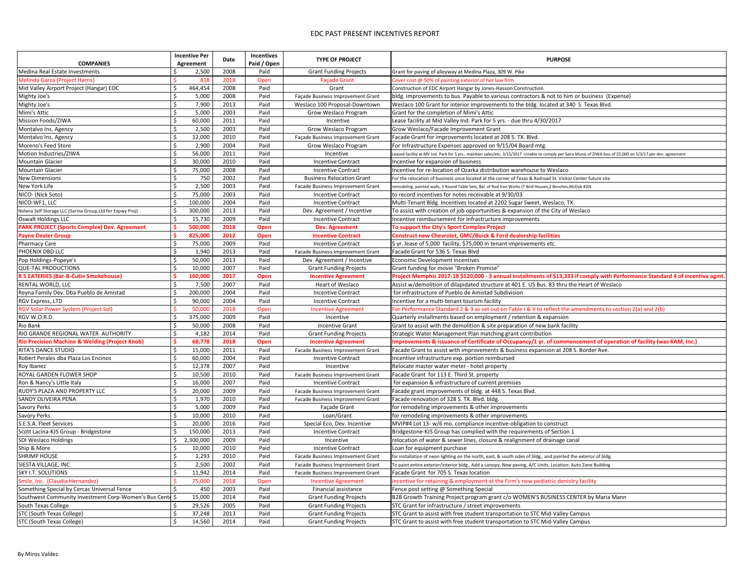# EDC PAST PRESENT INCENTIVES REPORT

| COMPANIES | Incentive Per Agreement | Date | Incentives Paid / Open | TYPE OF PROJECT | PURPOSE |
|---|---|---|---|---|---|
| Medina Real Estate Investments | $ 2,500 | 2008 | Paid | Grant Funding Projects | Grant for paving of alleyway at Medina Plaza, 309 W. Pike |
| Melinda Garza (Project Harris) | $ 818 | 2018 | Open | Façade Grant | Cover cost @ 50% of painting exterior of her law firm |
| Mid Valley Airport Project (Hangar) EDC | $ 464,454 | 2008 | Paid | Grant | Construction of EDC Airport Hangar by Jones-Hasson Construction |
| Mighty Joe's | $ 5,000 | 2008 | Paid | Façade Business Improvement Grant | bldg. improvements to bus. Payable to various contractors & not to him or business (Expense) |
| Mighty Joe's | $ 7,900 | 2013 | Paid | Weslaco 100 Proposal-Downtown | Weslaco 100 Grant for interior improvements to the bldg. located at 340 S. Texas Blvd. |
| Mimi's Attic | $ 5,000 | 2003 | Paid | Grow Weslaco Program | Grant for the completion of Mimi's Attic |
| Mission Foods/ZIWA | $ 60,000 | 2011 | Paid | Incentive | Lease facility at Mid Valley Ind. Park for 5 yrs. - due thru 4/30/2017 |
| Montalvo Ins. Agency | $ 2,500 | 2003 | Paid | Grow Weslaco Program | Grow Weslaco/Facade Improvement Grant |
| Montalvo Ins. Agency | $ 12,000 | 2010 | Paid | Façade Business Improvement Grant | Facade Grant for improvements located at 208 S. TX. Blvd. |
| Moreno's Feed Store | $ 2,900 | 2004 | Paid | Grow Weslaco Program | For Infrastructure Expenses approved on 9/15/04 Board mtg. |
| Motion Industries/ZIWA | $ 56,000 | 2011 | Paid | Incentive | Leased facility at MV Ind. Park for 5 yrs., maintain sales/etc. 3/15/2017 -Unable to comply per Saira Muniz of ZIWA-loss of $5,000 on 5/3/17 per dev. agreement |
| Mountain Glacier | $ 30,000 | 2010 | Paid | Incentive Contract | Incentive for expansion of business |
| Mountain Glacier | $ 75,000 | 2008 | Paid | Incentive Contract | Incentive for re-location of Ozarka distribution warehouse to Weslaco |
| New Dimensions | $ 750 | 2002 | Paid | Business Relocation Grant | For the relocation of business once located at the corner of Texas & Railroad St. Visitor Center future site |
| New York Life | $ 2,500 | 2003 | Paid | Facade Business Improvement Grant | remodeling, painted walls, 3 Round Table Sets, Bal. of Rod Iron Works (7 Bird Houses,2 Benches,McDok #20) |
| NICO- (Nick Soto) | $ 75,000 | 2003 | Paid | Incentive Contract | to record incentives for notes receivable at 9/30/03 |
| NICO-WF1, LLC | $ 100,000 | 2004 | Paid | Incentive Contract | Multi-Tenant Bldg. Incentives located at 2202 Sugar Sweet, Weslaco, TX. |
| Nolana Self Storage LLC (Sarina Group,Ltd for Expwy Proj) | $ 300,000 | 2013 | Paid | Dev. Agreement / Incentive | To assist with creation of job opportunities & expansion of the City of Weslaco |
| Oswalt Holdings LLC | $ 15,730 | 2009 | Paid | Incentive Contract | Incentive reimbursement for infrastructure improvements |
| **PARK PROJECT (Sports Complex) Dev. Agreement** | **$ 500,000** | **2018** | **Open** | **Dev. Agreement** | **To support the City's Sport Complex Project** |
| **Payne Dealer Group** | **$ 825,000** | **2012** | **Open** | **Incentive Contract** | **Construct new Chevrolet, GMC/Buick & Ford dealership facilities** |
| Pharmacy Care | $ 75,000 | 2009 | Paid | Incentive Contract | 5 yr. lease of 5,000 facility, $75,000 in tenant improvements etc. |
| PHOENIX DBD LLC | $ 1,940 | 2013 | Paid | Facade Business Improvement Grant | Facade Grant for 536 S. Texas Blvd |
| Pop Holdings-Popeye's | $ 50,000 | 2013 | Paid | Dev. Agreement / Incentive | Economic Development Incentives |
| QUE-TAL PRODUCTIONS | $ 10,000 | 2007 | Paid | Grant Funding Projects | Grant funding for movie "Broken Promise" |
| **R 5 EATERIES (Bar-B-Cutie Smokehouse)** | **$ 160,000** | **2017** | **Open** | **Incentive Agreement** | **Project Memphis 2017-18 $120,000 - 3 annual installments of $13,333 if comply with Performance Standard 4 of incentive agmt.** |
| RENTAL WORLD, LLC | $ 7,500 | 2007 | Paid | Heart of Weslaco | Assist w/demolition of dilapidated structure at 401 E. US Bus. 83 thru the Heart of Weslaco |
| Reyna Family Dev. Dba Pueblo de Amistad | $ 200,000 | 2004 | Paid | Incentive Contract | for infrastructure of Pueblo de Amistad Subdivision |
| RGV Express, LTD | $ 90,000 | 2004 | Paid | Incentive Contract | Incentive for a multi-tenant tourism facility |
| RGV Solar Power System (Project Sol) | $ 50,000 | 2018 | Open | Incentive Agreement | For Performance Standard 2 & 3 as set out on Table I & II to reflect the amendments to section 2(a) and 2(b) |
| RGV W.O.R.D. | $ 375,000 | 2009 | Paid | Incentive | Quarterly installments based on employment / retention & expansion |
| Rio Bank | $ 50,000 | 2008 | Paid | Incentive Grant | Grant to assist with the demolition & site preparation of new bank facility |
| RIO GRANDE REGIONAL WATER AUTHORITY | $ 4,182 | 2014 | Paid | Grant Funding Projects | Strategic Water Management Plan matching grant contribution |
| **Rio Precision Machine & Welding (Project Knob)** | **$ 68,778** | **2018** | **Open** | **Incentive Agreement** | **Improvements & issuance of Certificate of Occupancy/1 yr. of commencement of operation of facility (was KAM, Inc.)** |
| RITA'S DANCE STUDIO | $ 15,000 | 2011 | Paid | Facade Business Improvement Grant | Facade Grant to assist with improvements & business expansion at 208 S. Border Ave. |
| Robert Perales dba Plaza Los Encinos | $ 60,000 | 2004 | Paid | Incentive Contract | Incentive infrastructure exp. portion reimbursed |
| Roy Ibanez | $ 12,378 | 2007 | Paid | Incentive | Relocate master water meter - hotel property |
| ROYAL GARDEN FLOWER SHOP | $ 10,500 | 2010 | Paid | Facade Business Improvement Grant | Facade Grant for 113 E. Third St. property |
| Ron & Nancy's Little Italy | $ 16,000 | 2007 | Paid | Incentive Contract | for expansion & infrastructure of current premises |
| RUDY'S PLAZA AND PROPERTY LLC | $ 20,000 | 2009 | Paid | Facade Business Improvement Grant | Facade grant improvements of bldg. at 448 S. Texas Blvd. |
| SANDY OLIVEIRA PENA | $ 1,970 | 2010 | Paid | Facade Business Improvement Grant | Facade renovation of 328 S. TX. Blvd. bldg. |
| Savory Perks | $ 5,000 | 2009 | Paid | Façade Grant | for remodeling improvements & other improvements |
| Savory Perks | $ 10,000 | 2010 | Paid | Loan/Grant | for remodeling improvements & other improvements |
| S.E.S.A. Fleet Services | $ 20,000 | 2016 | Paid | Special Eco. Dev. Incentive | MVIP#4 Lot 13- w/6 mo. compliance incentive-obligation to construct |
| Scott Lacina-KJS Group - Bridgestone | $ 150,000 | 2013 | Paid | Incentive Contract | Bridgestone-KJS Group has complied with the requirements of Section 1 |
| SDI Weslaco Holdings | $ 2,300,000 | 2009 | Paid | Incentive | relocation of water & sewer lines, closure & realignment of drainage canal |
| Ship & More | $ 10,000 | 2010 | Paid | Incentive Contract | Loan for equipment purchase |
| SHRIMP HOUSE | $ 1,293 | 2010 | Paid | Facade Business Improvement Grant | for installation of neon lighting on the north, east, & south sides of bldg., and painted the exterior of bldg. |
| SIESTA VILLAGE, INC. | $ 2,500 | 2002 | Paid | Facade Business Improvement Grant | To paint entire exterior/interior bldg., Add a canopy, New paving, A/C Units, Location: Auto Zone Building |
| SKY I.T. SOLUTIONS | $ 11,942 | 2014 | Paid | Facade Business Improvement Grant | Facade Grant for 705 S. Texas location |
| Smile, Inc. (Claudia Hernandez) | $ 75,000 | 2018 | Open | Incentive Agreement | incentive for retaining & employment at the Firm's new pediatric denistry facility |
| Something Special by Cercas Universal Fence | $ 450 | 2003 | Paid | Financial assistance | Fence post setting @ Something Special |
| Southwest Community Investment Corp-Women's Bus Cente | $ 15,000 | 2014 | Paid | Grant Funding Projects | B2B Growth Training Project program grant c/o WOMEN'S BUSINESS CENTER by Maria Mann |
| South Texas College | $ 29,526 | 2005 | Paid | Grant Funding Projects | STC Grant for infrastructure / street improvements |
| STC (South Texas College) | $ 37,248 | 2013 | Paid | Grant Funding Projects | STC Grant to assist with free student transportation to STC Mid-Valley Campus |
| STC (South Texas College) | $ 14,560 | 2014 | Paid | Grant Funding Projects | STC Grant to assist with free student transportation to STC Mid-Valley Campus |

By Miros Valdez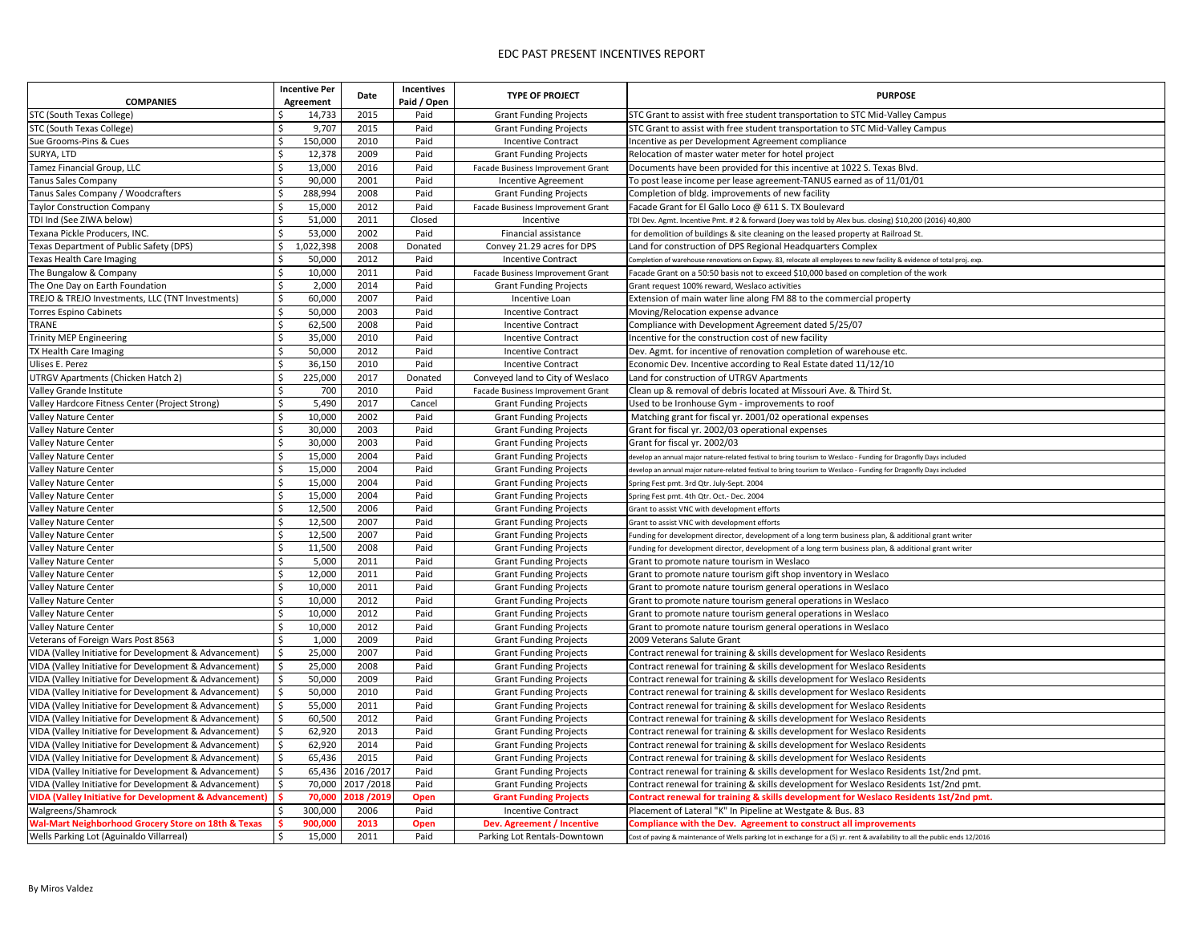# EDC PAST PRESENT INCENTIVES REPORT

| COMPANIES | Incentive Per Agreement | Date | Incentives Paid / Open | TYPE OF PROJECT | PURPOSE |
|---|---|---|---|---|---|
| STC (South Texas College) | $ 14,733 | 2015 | Paid | Grant Funding Projects | STC Grant to assist with free student transportation to STC Mid-Valley Campus |
| STC (South Texas College) | $ 9,707 | 2015 | Paid | Grant Funding Projects | STC Grant to assist with free student transportation to STC Mid-Valley Campus |
| Sue Grooms-Pins & Cues | $ 150,000 | 2010 | Paid | Incentive Contract | Incentive as per Development Agreement compliance |
| SURYA, LTD | $ 12,378 | 2009 | Paid | Grant Funding Projects | Relocation of master water meter for hotel project |
| Tamez Financial Group, LLC | $ 13,000 | 2016 | Paid | Facade Business Improvement Grant | Documents have been provided for this incentive at 1022 S. Texas Blvd. |
| Tanus Sales Company | $ 90,000 | 2001 | Paid | Incentive Agreement | To post lease income per lease agreement-TANUS earned as of 11/01/01 |
| Tanus Sales Company / Woodcrafters | $ 288,994 | 2008 | Paid | Grant Funding Projects | Completion of bldg. improvements of new facility |
| Taylor Construction Company | $ 15,000 | 2012 | Paid | Facade Business Improvement Grant | Facade Grant for El Gallo Loco @ 611 S. TX Boulevard |
| TDI Ind (See ZIWA below) | $ 51,000 | 2011 | Closed | Incentive | TDI Dev. Agmt. Incentive Pmt. # 2 & forward (Joey was told by Alex bus. closing) $10,200 (2016) 40,800 |
| Texana Pickle Producers, INC. | $ 53,000 | 2002 | Paid | Financial assistance | for demolition of buildings & site cleaning on the leased property at Railroad St. |
| Texas Department of Public Safety (DPS) | $ 1,022,398 | 2008 | Donated | Convey 21.29 acres for DPS | Land for construction of DPS Regional Headquarters Complex |
| Texas Health Care Imaging | $ 50,000 | 2012 | Paid | Incentive Contract | Completion of warehouse renovations on Expwy. 83, relocate all employees to new facility & evidence of total proj. exp. |
| The Bungalow & Company | $ 10,000 | 2011 | Paid | Facade Business Improvement Grant | Facade Grant on a 50:50 basis not to exceed $10,000 based on completion of the work |
| The One Day on Earth Foundation | $ 2,000 | 2014 | Paid | Grant Funding Projects | Grant request 100% reward, Weslaco activities |
| TREJO & TREJO Investments, LLC (TNT Investments) | $ 60,000 | 2007 | Paid | Incentive Loan | Extension of main water line along FM 88 to the commercial property |
| Torres Espino Cabinets | $ 50,000 | 2003 | Paid | Incentive Contract | Moving/Relocation expense advance |
| TRANE | $ 62,500 | 2008 | Paid | Incentive Contract | Compliance with Development Agreement dated 5/25/07 |
| Trinity MEP Engineering | $ 35,000 | 2010 | Paid | Incentive Contract | Incentive for the construction cost of new facility |
| TX Health Care Imaging | $ 50,000 | 2012 | Paid | Incentive Contract | Dev. Agmt. for incentive of renovation completion of warehouse etc. |
| Ulises E. Perez | $ 36,150 | 2010 | Paid | Incentive Contract | Economic Dev. Incentive according to Real Estate dated 11/12/10 |
| UTRGV Apartments (Chicken Hatch 2) | $ 225,000 | 2017 | Donated | Conveyed land to City of Weslaco | Land for construction of UTRGV Apartments |
| Valley Grande Institute | $ 700 | 2010 | Paid | Facade Business Improvement Grant | Clean up & removal of debris located at Missouri Ave. & Third St. |
| Valley Hardcore Fitness Center (Project Strong) | $ 5,490 | 2017 | Cancel | Grant Funding Projects | Used to be Ironhouse Gym - improvements to roof |
| Valley Nature Center | $ 10,000 | 2002 | Paid | Grant Funding Projects | Matching grant for fiscal yr. 2001/02 operational expenses |
| Valley Nature Center | $ 30,000 | 2003 | Paid | Grant Funding Projects | Grant for fiscal yr. 2002/03 operational expenses |
| Valley Nature Center | $ 30,000 | 2003 | Paid | Grant Funding Projects | Grant for fiscal yr. 2002/03 |
| Valley Nature Center | $ 15,000 | 2004 | Paid | Grant Funding Projects | develop an annual major nature-related festival to bring tourism to Weslaco - Funding for Dragonfly Days included |
| Valley Nature Center | $ 15,000 | 2004 | Paid | Grant Funding Projects | develop an annual major nature-related festival to bring tourism to Weslaco - Funding for Dragonfly Days included |
| Valley Nature Center | $ 15,000 | 2004 | Paid | Grant Funding Projects | Spring Fest pmt. 3rd Qtr. July-Sept. 2004 |
| Valley Nature Center | $ 15,000 | 2004 | Paid | Grant Funding Projects | Spring Fest pmt. 4th Qtr. Oct.- Dec. 2004 |
| Valley Nature Center | $ 12,500 | 2006 | Paid | Grant Funding Projects | Grant to assist VNC with development efforts |
| Valley Nature Center | $ 12,500 | 2007 | Paid | Grant Funding Projects | Grant to assist VNC with development efforts |
| Valley Nature Center | $ 12,500 | 2007 | Paid | Grant Funding Projects | Funding for development director, development of a long term business plan, & additional grant writer |
| Valley Nature Center | $ 11,500 | 2008 | Paid | Grant Funding Projects | Funding for development director, development of a long term business plan, & additional grant writer |
| Valley Nature Center | $ 5,000 | 2011 | Paid | Grant Funding Projects | Grant to promote nature tourism in Weslaco |
| Valley Nature Center | $ 12,000 | 2011 | Paid | Grant Funding Projects | Grant to promote nature tourism gift shop inventory in Weslaco |
| Valley Nature Center | $ 10,000 | 2011 | Paid | Grant Funding Projects | Grant to promote nature tourism general operations in Weslaco |
| Valley Nature Center | $ 10,000 | 2012 | Paid | Grant Funding Projects | Grant to promote nature tourism general operations in Weslaco |
| Valley Nature Center | $ 10,000 | 2012 | Paid | Grant Funding Projects | Grant to promote nature tourism general operations in Weslaco |
| Valley Nature Center | $ 10,000 | 2012 | Paid | Grant Funding Projects | Grant to promote nature tourism general operations in Weslaco |
| Veterans of Foreign Wars Post 8563 | $ 1,000 | 2009 | Paid | Grant Funding Projects | 2009 Veterans Salute Grant |
| VIDA (Valley Initiative for Development & Advancement) | $ 25,000 | 2007 | Paid | Grant Funding Projects | Contract renewal for training & skills development for Weslaco Residents |
| VIDA (Valley Initiative for Development & Advancement) | $ 25,000 | 2008 | Paid | Grant Funding Projects | Contract renewal for training & skills development for Weslaco Residents |
| VIDA (Valley Initiative for Development & Advancement) | $ 50,000 | 2009 | Paid | Grant Funding Projects | Contract renewal for training & skills development for Weslaco Residents |
| VIDA (Valley Initiative for Development & Advancement) | $ 50,000 | 2010 | Paid | Grant Funding Projects | Contract renewal for training & skills development for Weslaco Residents |
| VIDA (Valley Initiative for Development & Advancement) | $ 55,000 | 2011 | Paid | Grant Funding Projects | Contract renewal for training & skills development for Weslaco Residents |
| VIDA (Valley Initiative for Development & Advancement) | $ 60,500 | 2012 | Paid | Grant Funding Projects | Contract renewal for training & skills development for Weslaco Residents |
| VIDA (Valley Initiative for Development & Advancement) | $ 62,920 | 2013 | Paid | Grant Funding Projects | Contract renewal for training & skills development for Weslaco Residents |
| VIDA (Valley Initiative for Development & Advancement) | $ 62,920 | 2014 | Paid | Grant Funding Projects | Contract renewal for training & skills development for Weslaco Residents |
| VIDA (Valley Initiative for Development & Advancement) | $ 65,436 | 2015 | Paid | Grant Funding Projects | Contract renewal for training & skills development for Weslaco Residents |
| VIDA (Valley Initiative for Development & Advancement) | $ 65,436 | 2016 /2017 | Paid | Grant Funding Projects | Contract renewal for training & skills development for Weslaco Residents 1st/2nd pmt. |
| VIDA (Valley Initiative for Development & Advancement) | $ 70,000 | 2017 /2018 | Paid | Grant Funding Projects | Contract renewal for training & skills development for Weslaco Residents 1st/2nd pmt. |
| **VIDA (Valley Initiative for Development & Advancement)** | **$ 70,000** | **2018 /2019** | **Open** | **Grant Funding Projects** | **Contract renewal for training & skills development for Weslaco Residents 1st/2nd pmt.** |
| Walgreens/Shamrock | $ 300,000 | 2006 | Paid | Incentive Contract | Placement of Lateral "K" In Pipeline at Westgate & Bus. 83 |
| **Wal-Mart Neighborhood Grocery Store on 18th & Texas** | **$ 900,000** | **2013** | **Open** | **Dev. Agreement / Incentive** | **Compliance with the Dev. Agreement to construct all improvements** |
| Wells Parking Lot (Aguinaldo Villarreal) | $ 15,000 | 2011 | Paid | Parking Lot Rentals-Downtown | Cost of paving & maintenance of Wells parking lot in exchange for a (5) yr. rent & availability to all the public ends 12/2016 |

By Miros Valdez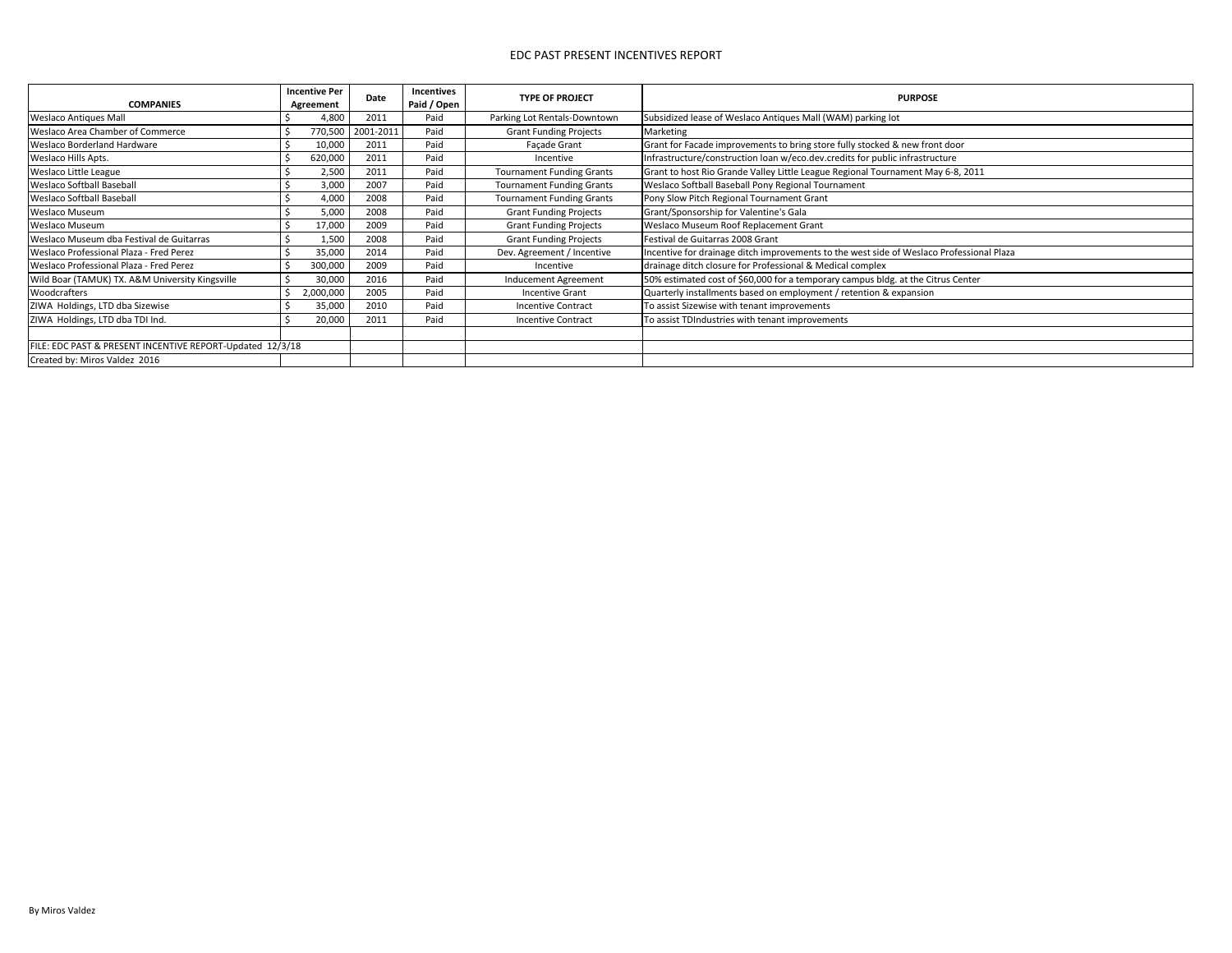# EDC PAST PRESENT INCENTIVES REPORT

| COMPANIES | Incentive Per Agreement | Date | Incentives Paid / Open | TYPE OF PROJECT | PURPOSE |
|---|---|---|---|---|---|
| Weslaco Antiques Mall | $ 4,800 | 2011 | Paid | Parking Lot Rentals-Downtown | Subsidized lease of Weslaco Antiques Mall (WAM) parking lot |
| Weslaco Area Chamber of Commerce | $ 770,500 | 2001-2011 | Paid | Grant Funding Projects | Marketing |
| Weslaco Borderland Hardware | $ 10,000 | 2011 | Paid | Façade Grant | Grant for Facade improvements to bring store fully stocked & new front door |
| Weslaco Hills Apts. | $ 620,000 | 2011 | Paid | Incentive | Infrastructure/construction loan w/eco.dev.credits for public infrastructure |
| Weslaco Little League | $ 2,500 | 2011 | Paid | Tournament Funding Grants | Grant to host Rio Grande Valley Little League Regional Tournament May 6-8, 2011 |
| Weslaco Softball Baseball | $ 3,000 | 2007 | Paid | Tournament Funding Grants | Weslaco Softball Baseball Pony Regional Tournament |
| Weslaco Softball Baseball | $ 4,000 | 2008 | Paid | Tournament Funding Grants | Pony Slow Pitch Regional Tournament Grant |
| Weslaco Museum | $ 5,000 | 2008 | Paid | Grant Funding Projects | Grant/Sponsorship for Valentine's Gala |
| Weslaco Museum | $ 17,000 | 2009 | Paid | Grant Funding Projects | Weslaco Museum Roof Replacement Grant |
| Weslaco Museum dba Festival de Guitarras | $ 1,500 | 2008 | Paid | Grant Funding Projects | Festival de Guitarras 2008 Grant |
| Weslaco Professional Plaza - Fred Perez | $ 35,000 | 2014 | Paid | Dev. Agreement / Incentive | Incentive for drainage ditch improvements to the west side of Weslaco Professional Plaza |
| Weslaco Professional Plaza - Fred Perez | $ 300,000 | 2009 | Paid | Incentive | drainage ditch closure for Professional & Medical complex |
| Wild Boar (TAMUK) TX. A&M University Kingsville | $ 30,000 | 2016 | Paid | Inducement Agreement | 50% estimated cost of $60,000 for a temporary campus bldg. at the Citrus Center |
| Woodcrafters | $ 2,000,000 | 2005 | Paid | Incentive Grant | Quarterly installments based on employment / retention & expansion |
| ZIWA Holdings, LTD dba Sizewise | $ 35,000 | 2010 | Paid | Incentive Contract | To assist Sizewise with tenant improvements |
| ZIWA Holdings, LTD dba TDI Ind. | $ 20,000 | 2011 | Paid | Incentive Contract | To assist TDIndustries with tenant improvements |
| | | | | | |
| FILE: EDC PAST & PRESENT INCENTIVE REPORT-Updated 12/3/18 | | | | | |
| Created by: Miros Valdez 2016 | | | | | |

By Miros Valdez